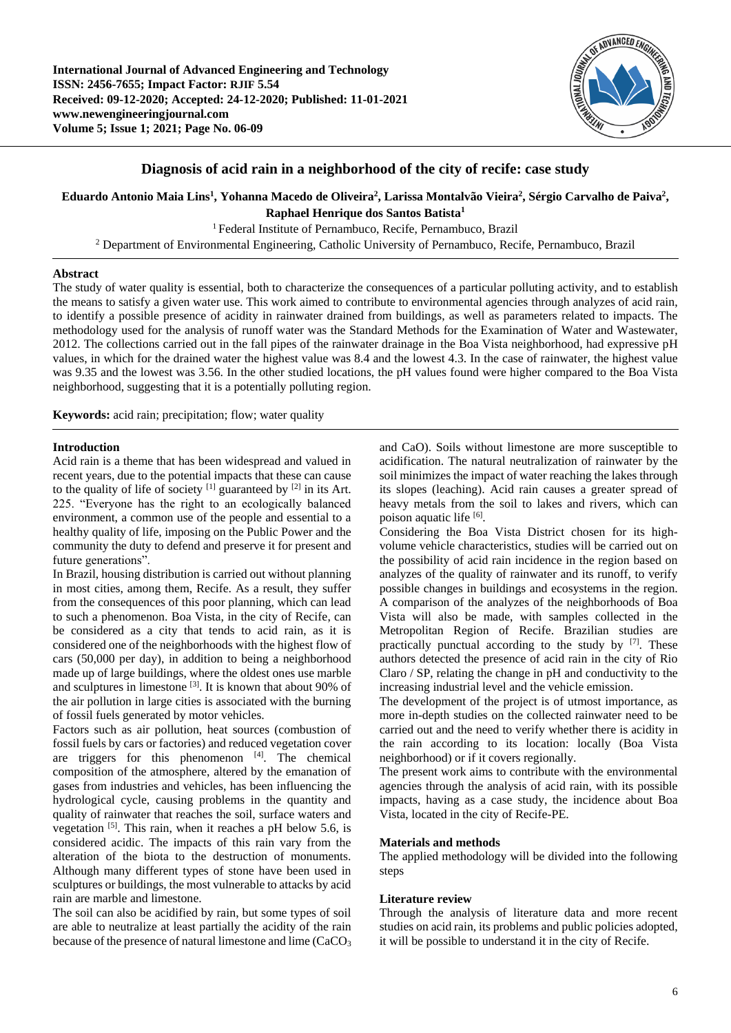# Diagnosis of acid rain in a neighborhood of the city of recife: case study

**Eduardo Antonio Maia Lins[1], Yohanna Macedo de Oliveira[2], Larissa Montalvão Vieira[2], Sérgio Carvalho de Paiva[2], Raphael Henrique dos Santos Batista[1]**

[1] Federal Institute of Pernambuco, Recife, Pernambuco, Brazil

[2] Department of Environmental Engineering, Catholic University of Pernambuco, Recife, Pernambuco, Brazil

## Abstract

The study of water quality is essential, both to characterize the consequences of a particular polluting activity, and to establish the means to satisfy a given water use. This work aimed to contribute to environmental agencies through analyzes of acid rain, to identify a possible presence of acidity in rainwater drained from buildings, as well as parameters related to impacts. The methodology used for the analysis of runoff water was the Standard Methods for the Examination of Water and Wastewater, 2012. The collections carried out in the fall pipes of the rainwater drainage in the Boa Vista neighborhood, had expressive pH values, in which for the drained water the highest value was 8.4 and the lowest 4.3. In the case of rainwater, the highest value was 9.35 and the lowest was 3.56. In the other studied locations, the pH values found were higher compared to the Boa Vista neighborhood, suggesting that it is a potentially polluting region.

**Keywords:** acid rain; precipitation; flow; water quality

## Introduction

Acid rain is a theme that has been widespread and valued in recent years, due to the potential impacts that these can cause to the quality of life of society [1] guaranteed by [2] in its Art. 225. "Everyone has the right to an ecologically balanced environment, a common use of the people and essential to a healthy quality of life, imposing on the Public Power and the community the duty to defend and preserve it for present and future generations".

In Brazil, housing distribution is carried out without planning in most cities, among them, Recife. As a result, they suffer from the consequences of this poor planning, which can lead to such a phenomenon. Boa Vista, in the city of Recife, can be considered as a city that tends to acid rain, as it is considered one of the neighborhoods with the highest flow of cars (50,000 per day), in addition to being a neighborhood made up of large buildings, where the oldest ones use marble and sculptures in limestone [3]. It is known that about 90% of the air pollution in large cities is associated with the burning of fossil fuels generated by motor vehicles.

Factors such as air pollution, heat sources (combustion of fossil fuels by cars or factories) and reduced vegetation cover are triggers for this phenomenon [4]. The chemical composition of the atmosphere, altered by the emanation of gases from industries and vehicles, has been influencing the hydrological cycle, causing problems in the quantity and quality of rainwater that reaches the soil, surface waters and vegetation [5]. This rain, when it reaches a pH below 5.6, is considered acidic. The impacts of this rain vary from the alteration of the biota to the destruction of monuments. Although many different types of stone have been used in sculptures or buildings, the most vulnerable to attacks by acid rain are marble and limestone.

The soil can also be acidified by rain, but some types of soil are able to neutralize at least partially the acidity of the rain because of the presence of natural limestone and lime ($CaCO_3$ and CaO). Soils without limestone are more susceptible to acidification. The natural neutralization of rainwater by the soil minimizes the impact of water reaching the lakes through its slopes (leaching). Acid rain causes a greater spread of heavy metals from the soil to lakes and rivers, which can poison aquatic life [6].

Considering the Boa Vista District chosen for its high-volume vehicle characteristics, studies will be carried out on the possibility of acid rain incidence in the region based on analyzes of the quality of rainwater and its runoff, to verify possible changes in buildings and ecosystems in the region. A comparison of the analyzes of the neighborhoods of Boa Vista will also be made, with samples collected in the Metropolitan Region of Recife. Brazilian studies are practically punctual according to the study by [7]. These authors detected the presence of acid rain in the city of Rio Claro / SP, relating the change in pH and conductivity to the increasing industrial level and the vehicle emission.

The development of the project is of utmost importance, as more in-depth studies on the collected rainwater need to be carried out and the need to verify whether there is acidity in the rain according to its location: locally (Boa Vista neighborhood) or if it covers regionally.

The present work aims to contribute with the environmental agencies through the analysis of acid rain, with its possible impacts, having as a case study, the incidence about Boa Vista, located in the city of Recife-PE.

## Materials and methods

The applied methodology will be divided into the following steps

### Literature review

Through the analysis of literature data and more recent studies on acid rain, its problems and public policies adopted, it will be possible to understand it in the city of Recife.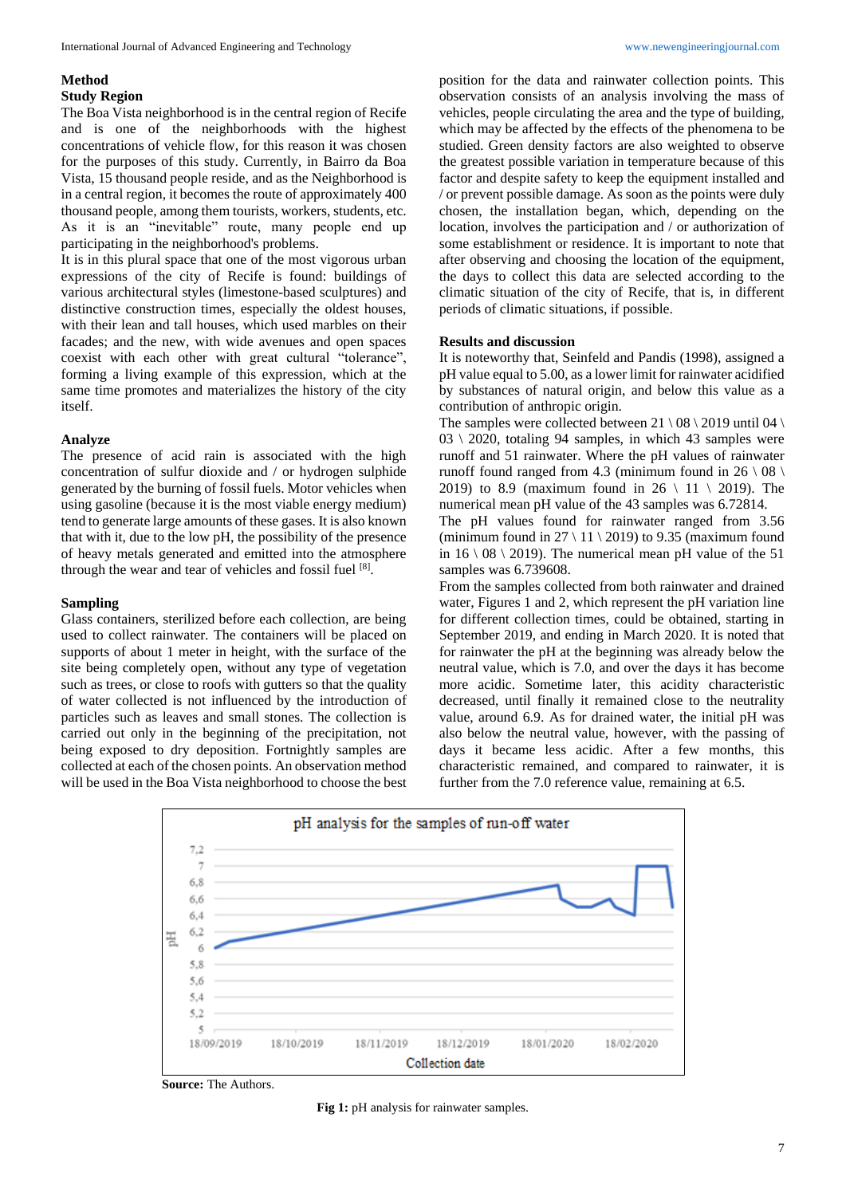## Method

### Study Region

The Boa Vista neighborhood is in the central region of Recife and is one of the neighborhoods with the highest concentrations of vehicle flow, for this reason it was chosen for the purposes of this study. Currently, in Bairro da Boa Vista, 15 thousand people reside, and as the Neighborhood is in a central region, it becomes the route of approximately 400 thousand people, among them tourists, workers, students, etc. As it is an "inevitable" route, many people end up participating in the neighborhood's problems.

It is in this plural space that one of the most vigorous urban expressions of the city of Recife is found: buildings of various architectural styles (limestone-based sculptures) and distinctive construction times, especially the oldest houses, with their lean and tall houses, which used marbles on their facades; and the new, with wide avenues and open spaces coexist with each other with great cultural "tolerance", forming a living example of this expression, which at the same time promotes and materializes the history of the city itself.

### Analyze

The presence of acid rain is associated with the high concentration of sulfur dioxide and / or hydrogen sulphide generated by the burning of fossil fuels. Motor vehicles when using gasoline (because it is the most viable energy medium) tend to generate large amounts of these gases. It is also known that with it, due to the low pH, the possibility of the presence of heavy metals generated and emitted into the atmosphere through the wear and tear of vehicles and fossil fuel [8].

### Sampling

Glass containers, sterilized before each collection, are being used to collect rainwater. The containers will be placed on supports of about 1 meter in height, with the surface of the site being completely open, without any type of vegetation such as trees, or close to roofs with gutters so that the quality of water collected is not influenced by the introduction of particles such as leaves and small stones. The collection is carried out only in the beginning of the precipitation, not being exposed to dry deposition. Fortnightly samples are collected at each of the chosen points. An observation method will be used in the Boa Vista neighborhood to choose the best position for the data and rainwater collection points. This observation consists of an analysis involving the mass of vehicles, people circulating the area and the type of building, which may be affected by the effects of the phenomena to be studied. Green density factors are also weighted to observe the greatest possible variation in temperature because of this factor and despite safety to keep the equipment installed and / or prevent possible damage. As soon as the points were duly chosen, the installation began, which, depending on the location, involves the participation and / or authorization of some establishment or residence. It is important to note that after observing and choosing the location of the equipment, the days to collect this data are selected according to the climatic situation of the city of Recife, that is, in different periods of climatic situations, if possible.

## Results and discussion

It is noteworthy that, Seinfeld and Pandis (1998), assigned a pH value equal to 5.00, as a lower limit for rainwater acidified by substances of natural origin, and below this value as a contribution of anthropic origin.

The samples were collected between 21 \ 08 \ 2019 until 04 \ 03 \ 2020, totaling 94 samples, in which 43 samples were runoff and 51 rainwater. Where the pH values of rainwater runoff found ranged from 4.3 (minimum found in 26 \ 08 \ 2019) to 8.9 (maximum found in 26 \ 11 \ 2019). The numerical mean pH value of the 43 samples was 6.72814.

The pH values found for rainwater ranged from 3.56 (minimum found in 27 \ 11 \ 2019) to 9.35 (maximum found in 16 \ 08 \ 2019). The numerical mean pH value of the 51 samples was 6.739608.

From the samples collected from both rainwater and drained water, Figures 1 and 2, which represent the pH variation line for different collection times, could be obtained, starting in September 2019, and ending in March 2020. It is noted that for rainwater the pH at the beginning was already below the neutral value, which is 7.0, and over the days it has become more acidic. Sometime later, this acidity characteristic decreased, until finally it remained close to the neutrality value, around 6.9. As for drained water, the initial pH was also below the neutral value, however, with the passing of days it became less acidic. After a few months, this characteristic remained, and compared to rainwater, it is further from the 7.0 reference value, remaining at 6.5.

**Source:** The Authors.

**Fig 1:** pH analysis for rainwater samples.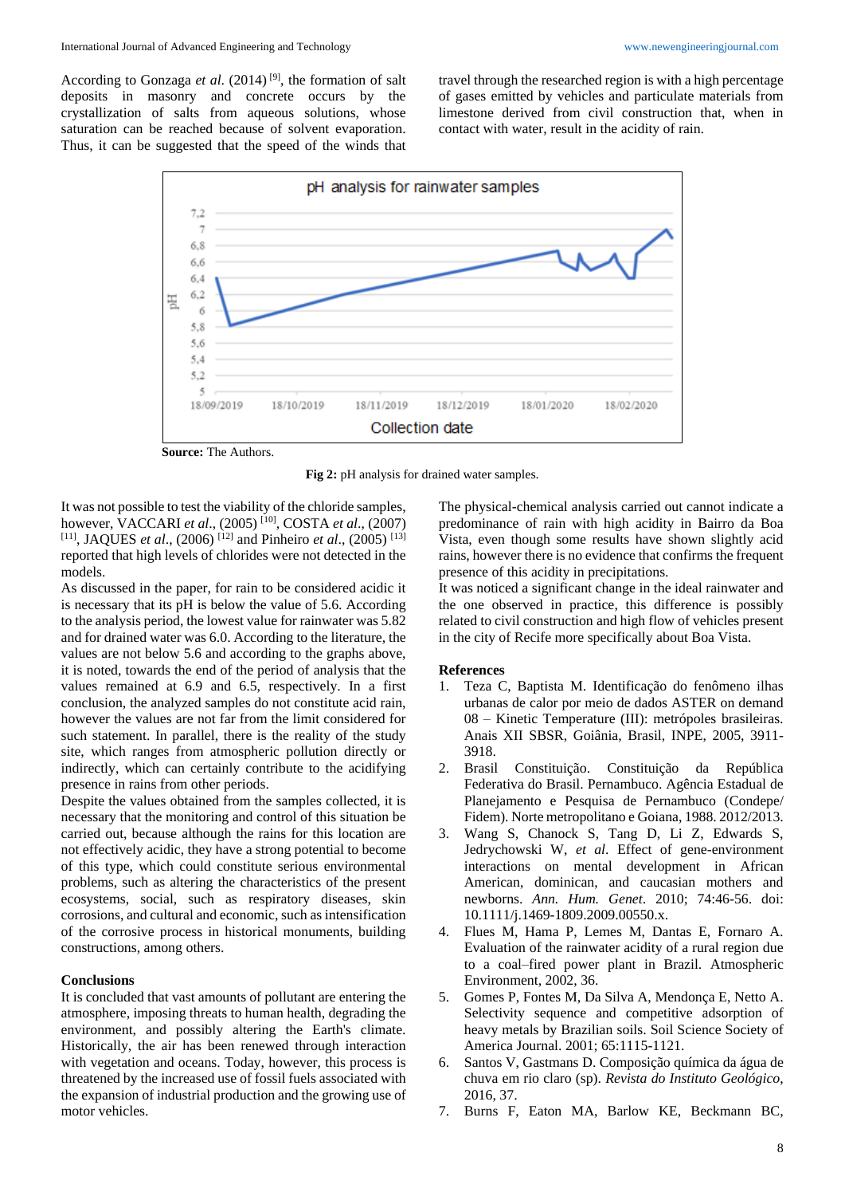According to Gonzaga *et al*. (2014) [9], the formation of salt deposits in masonry and concrete occurs by the crystallization of salts from aqueous solutions, whose saturation can be reached because of solvent evaporation. Thus, it can be suggested that the speed of the winds that travel through the researched region is with a high percentage of gases emitted by vehicles and particulate materials from limestone derived from civil construction that, when in contact with water, result in the acidity of rain.

**Source:** The Authors.

**Fig 2:** pH analysis for drained water samples.

It was not possible to test the viability of the chloride samples, however, VACCARI *et al*., (2005) [10], COSTA *et al*., (2007) [11], JAQUES *et al*., (2006) [12] and Pinheiro *et al*., (2005) [13] reported that high levels of chlorides were not detected in the models.

As discussed in the paper, for rain to be considered acidic it is necessary that its pH is below the value of 5.6. According to the analysis period, the lowest value for rainwater was 5.82 and for drained water was 6.0. According to the literature, the values are not below 5.6 and according to the graphs above, it is noted, towards the end of the period of analysis that the values remained at 6.9 and 6.5, respectively. In a first conclusion, the analyzed samples do not constitute acid rain, however the values are not far from the limit considered for such statement. In parallel, there is the reality of the study site, which ranges from atmospheric pollution directly or indirectly, which can certainly contribute to the acidifying presence in rains from other periods.

Despite the values obtained from the samples collected, it is necessary that the monitoring and control of this situation be carried out, because although the rains for this location are not effectively acidic, they have a strong potential to become of this type, which could constitute serious environmental problems, such as altering the characteristics of the present ecosystems, social, such as respiratory diseases, skin corrosions, and cultural and economic, such as intensification of the corrosive process in historical monuments, building constructions, among others.

## Conclusions

It is concluded that vast amounts of pollutant are entering the atmosphere, imposing threats to human health, degrading the environment, and possibly altering the Earth's climate. Historically, the air has been renewed through interaction with vegetation and oceans. Today, however, this process is threatened by the increased use of fossil fuels associated with the expansion of industrial production and the growing use of motor vehicles.

The physical-chemical analysis carried out cannot indicate a predominance of rain with high acidity in Bairro da Boa Vista, even though some results have shown slightly acid rains, however there is no evidence that confirms the frequent presence of this acidity in precipitations.

It was noticed a significant change in the ideal rainwater and the one observed in practice, this difference is possibly related to civil construction and high flow of vehicles present in the city of Recife more specifically about Boa Vista.

## References

1. Teza C, Baptista M. Identificação do fenômeno ilhas urbanas de calor por meio de dados ASTER on demand 08 – Kinetic Temperature (III): metrópoles brasileiras. Anais XII SBSR, Goiânia, Brasil, INPE, 2005, 3911-3918.
2. Brasil Constituição. Constituição da República Federativa do Brasil. Pernambuco. Agência Estadual de Planejamento e Pesquisa de Pernambuco (Condepe/ Fidem). Norte metropolitano e Goiana, 1988. 2012/2013.
3. Wang S, Chanock S, Tang D, Li Z, Edwards S, Jedrychowski W, *et al.* Effect of gene-environment interactions on mental development in African American, dominican, and caucasian mothers and newborns. *Ann. Hum. Genet*. 2010; 74:46-56. doi: 10.1111/j.1469-1809.2009.00550.x.
4. Flues M, Hama P, Lemes M, Dantas E, Fornaro A. Evaluation of the rainwater acidity of a rural region due to a coal–fired power plant in Brazil. Atmospheric Environment, 2002, 36.
5. Gomes P, Fontes M, Da Silva A, Mendonça E, Netto A. Selectivity sequence and competitive adsorption of heavy metals by Brazilian soils. Soil Science Society of America Journal. 2001; 65:1115-1121.
6. Santos V, Gastmans D. Composição química da água de chuva em rio claro (sp). *Revista do Instituto Geológico*, 2016, 37.
7. Burns F, Eaton MA, Barlow KE, Beckmann BC,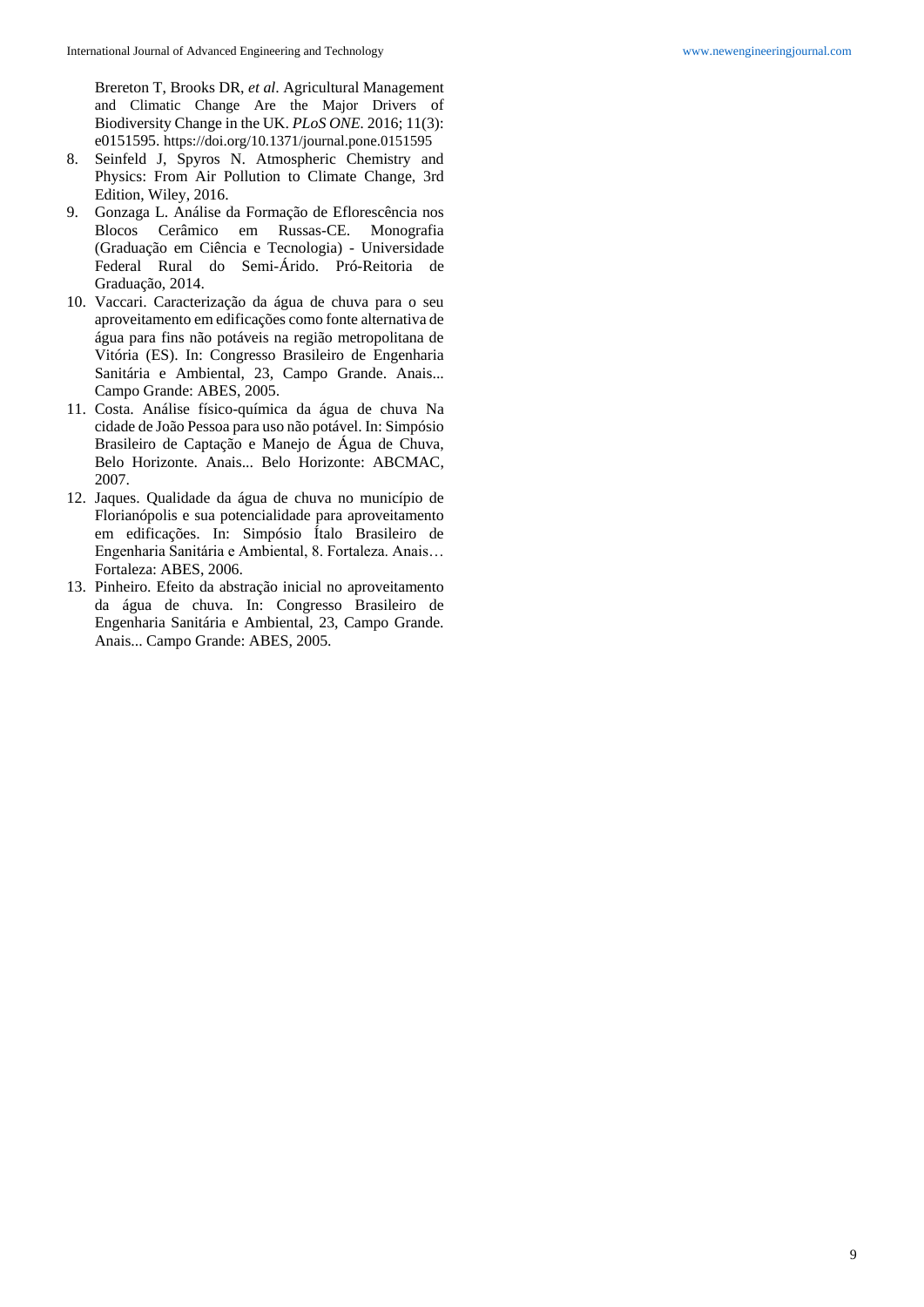Brereton T, Brooks DR, *et al*. Agricultural Management and Climatic Change Are the Major Drivers of Biodiversity Change in the UK. *PLoS ONE*. 2016; 11(3): e0151595. https://doi.org/10.1371/journal.pone.0151595

8. Seinfeld J, Spyros N. Atmospheric Chemistry and Physics: From Air Pollution to Climate Change, 3rd Edition, Wiley, 2016.
9. Gonzaga L. Análise da Formação de Eflorescência nos Blocos Cerâmico em Russas-CE. Monografia (Graduação em Ciência e Tecnologia) - Universidade Federal Rural do Semi-Árido. Pró-Reitoria de Graduação, 2014.
10. Vaccari. Caracterização da água de chuva para o seu aproveitamento em edificações como fonte alternativa de água para fins não potáveis na região metropolitana de Vitória (ES). In: Congresso Brasileiro de Engenharia Sanitária e Ambiental, 23, Campo Grande. Anais... Campo Grande: ABES, 2005.
11. Costa. Análise físico-química da água de chuva Na cidade de João Pessoa para uso não potável. In: Simpósio Brasileiro de Captação e Manejo de Água de Chuva, Belo Horizonte. Anais... Belo Horizonte: ABCMAC, 2007.
12. Jaques. Qualidade da água de chuva no município de Florianópolis e sua potencialidade para aproveitamento em edificações. In: Simpósio Ítalo Brasileiro de Engenharia Sanitária e Ambiental, 8. Fortaleza. Anais… Fortaleza: ABES, 2006.
13. Pinheiro. Efeito da abstração inicial no aproveitamento da água de chuva. In: Congresso Brasileiro de Engenharia Sanitária e Ambiental, 23, Campo Grande. Anais... Campo Grande: ABES, 2005.